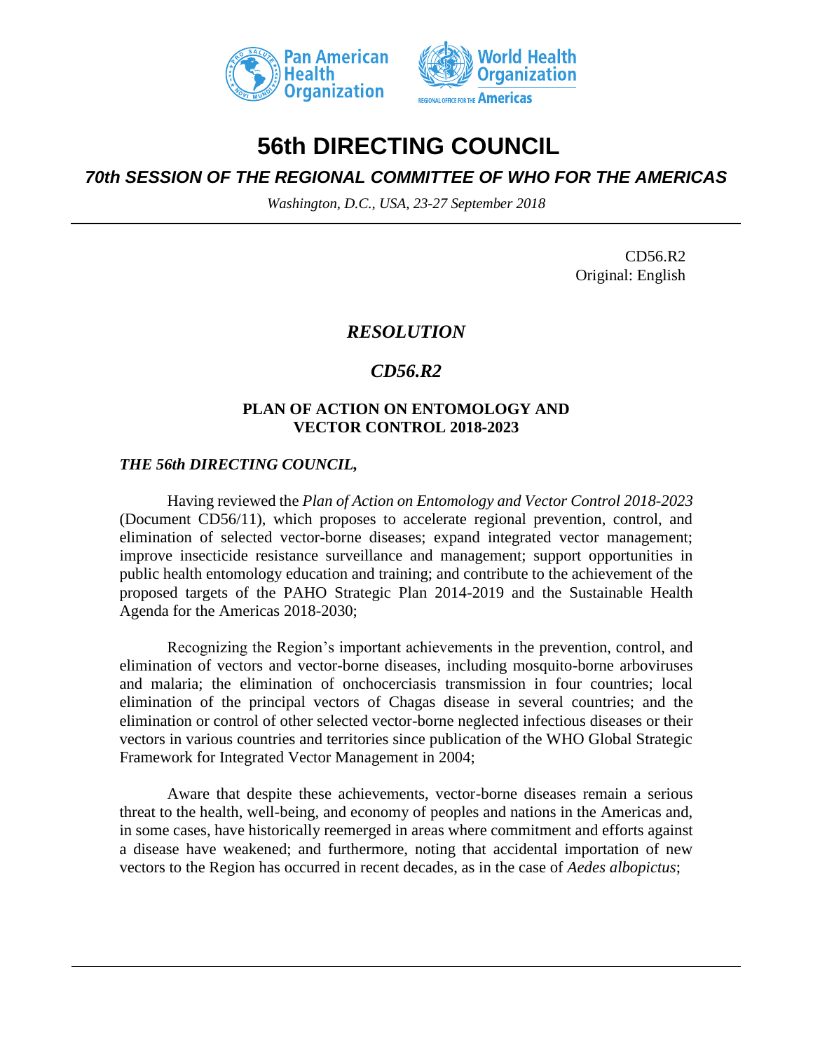# 56th DIRECTING COUNCIL

## *70th SESSION OF THE REGIONAL COMMITTEE OF WHO FOR THE AMERICAS*

*Washington, D.C., USA, 23-27 September 2018*

CD56.R2
Original: English

## *RESOLUTION*

## *CD56.R2*

### PLAN OF ACTION ON ENTOMOLOGY AND VECTOR CONTROL 2018-2023

***THE 56th DIRECTING COUNCIL,***

Having reviewed the *Plan of Action on Entomology and Vector Control 2018-2023* (Document CD56/11), which proposes to accelerate regional prevention, control, and elimination of selected vector-borne diseases; expand integrated vector management; improve insecticide resistance surveillance and management; support opportunities in public health entomology education and training; and contribute to the achievement of the proposed targets of the PAHO Strategic Plan 2014-2019 and the Sustainable Health Agenda for the Americas 2018-2030;

Recognizing the Region's important achievements in the prevention, control, and elimination of vectors and vector-borne diseases, including mosquito-borne arboviruses and malaria; the elimination of onchocerciasis transmission in four countries; local elimination of the principal vectors of Chagas disease in several countries; and the elimination or control of other selected vector-borne neglected infectious diseases or their vectors in various countries and territories since publication of the WHO Global Strategic Framework for Integrated Vector Management in 2004;

Aware that despite these achievements, vector-borne diseases remain a serious threat to the health, well-being, and economy of peoples and nations in the Americas and, in some cases, have historically reemerged in areas where commitment and efforts against a disease have weakened; and furthermore, noting that accidental importation of new vectors to the Region has occurred in recent decades, as in the case of *Aedes albopictus*;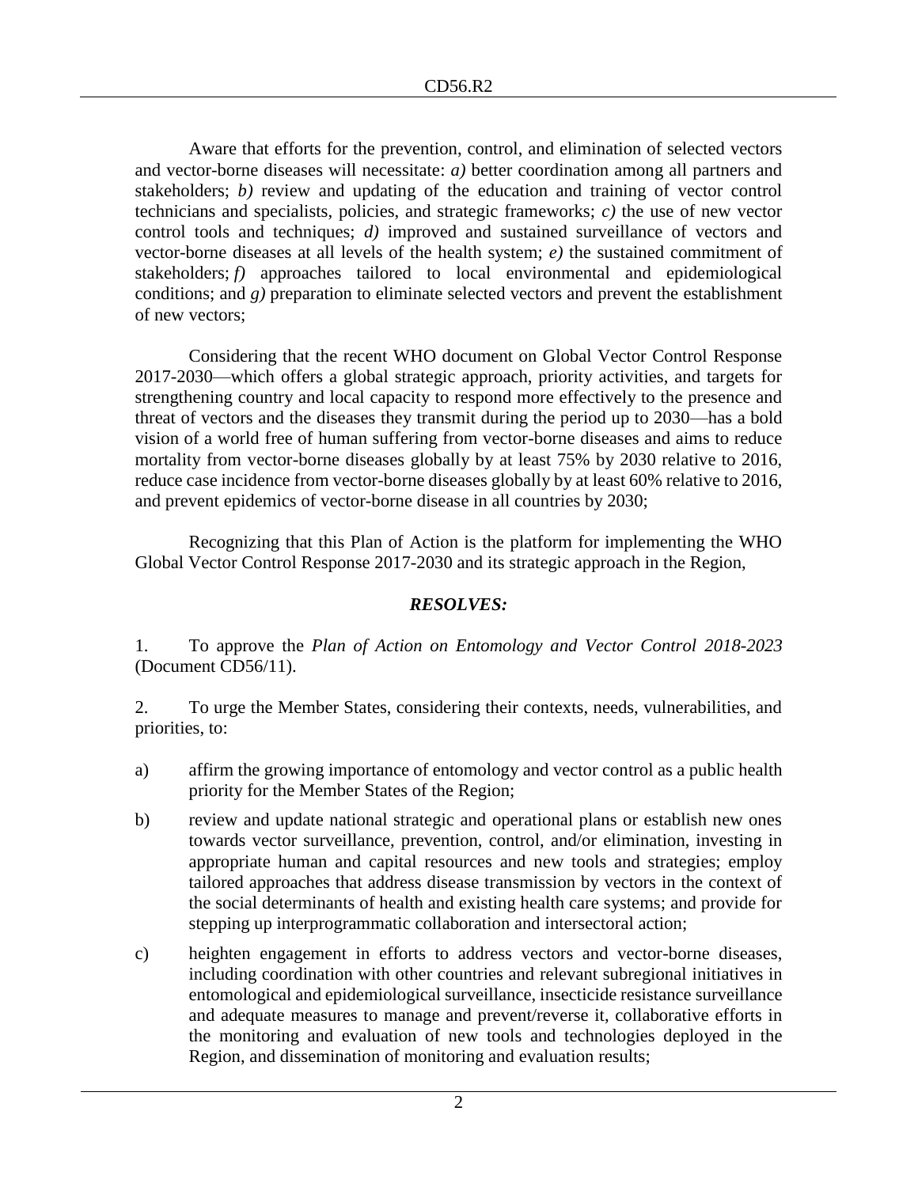Aware that efforts for the prevention, control, and elimination of selected vectors and vector-borne diseases will necessitate: *a)* better coordination among all partners and stakeholders; *b)* review and updating of the education and training of vector control technicians and specialists, policies, and strategic frameworks; *c)* the use of new vector control tools and techniques; *d)* improved and sustained surveillance of vectors and vector-borne diseases at all levels of the health system; *e)* the sustained commitment of stakeholders; *f)* approaches tailored to local environmental and epidemiological conditions; and *g)* preparation to eliminate selected vectors and prevent the establishment of new vectors;

Considering that the recent WHO document on Global Vector Control Response 2017-2030—which offers a global strategic approach, priority activities, and targets for strengthening country and local capacity to respond more effectively to the presence and threat of vectors and the diseases they transmit during the period up to 2030—has a bold vision of a world free of human suffering from vector-borne diseases and aims to reduce mortality from vector-borne diseases globally by at least 75% by 2030 relative to 2016, reduce case incidence from vector-borne diseases globally by at least 60% relative to 2016, and prevent epidemics of vector-borne disease in all countries by 2030;

Recognizing that this Plan of Action is the platform for implementing the WHO Global Vector Control Response 2017-2030 and its strategic approach in the Region,

***RESOLVES:***

1. To approve the *Plan of Action on Entomology and Vector Control 2018-2023* (Document CD56/11).

2. To urge the Member States, considering their contexts, needs, vulnerabilities, and priorities, to:

a) affirm the growing importance of entomology and vector control as a public health priority for the Member States of the Region;

b) review and update national strategic and operational plans or establish new ones towards vector surveillance, prevention, control, and/or elimination, investing in appropriate human and capital resources and new tools and strategies; employ tailored approaches that address disease transmission by vectors in the context of the social determinants of health and existing health care systems; and provide for stepping up interprogrammatic collaboration and intersectoral action;

c) heighten engagement in efforts to address vectors and vector-borne diseases, including coordination with other countries and relevant subregional initiatives in entomological and epidemiological surveillance, insecticide resistance surveillance and adequate measures to manage and prevent/reverse it, collaborative efforts in the monitoring and evaluation of new tools and technologies deployed in the Region, and dissemination of monitoring and evaluation results;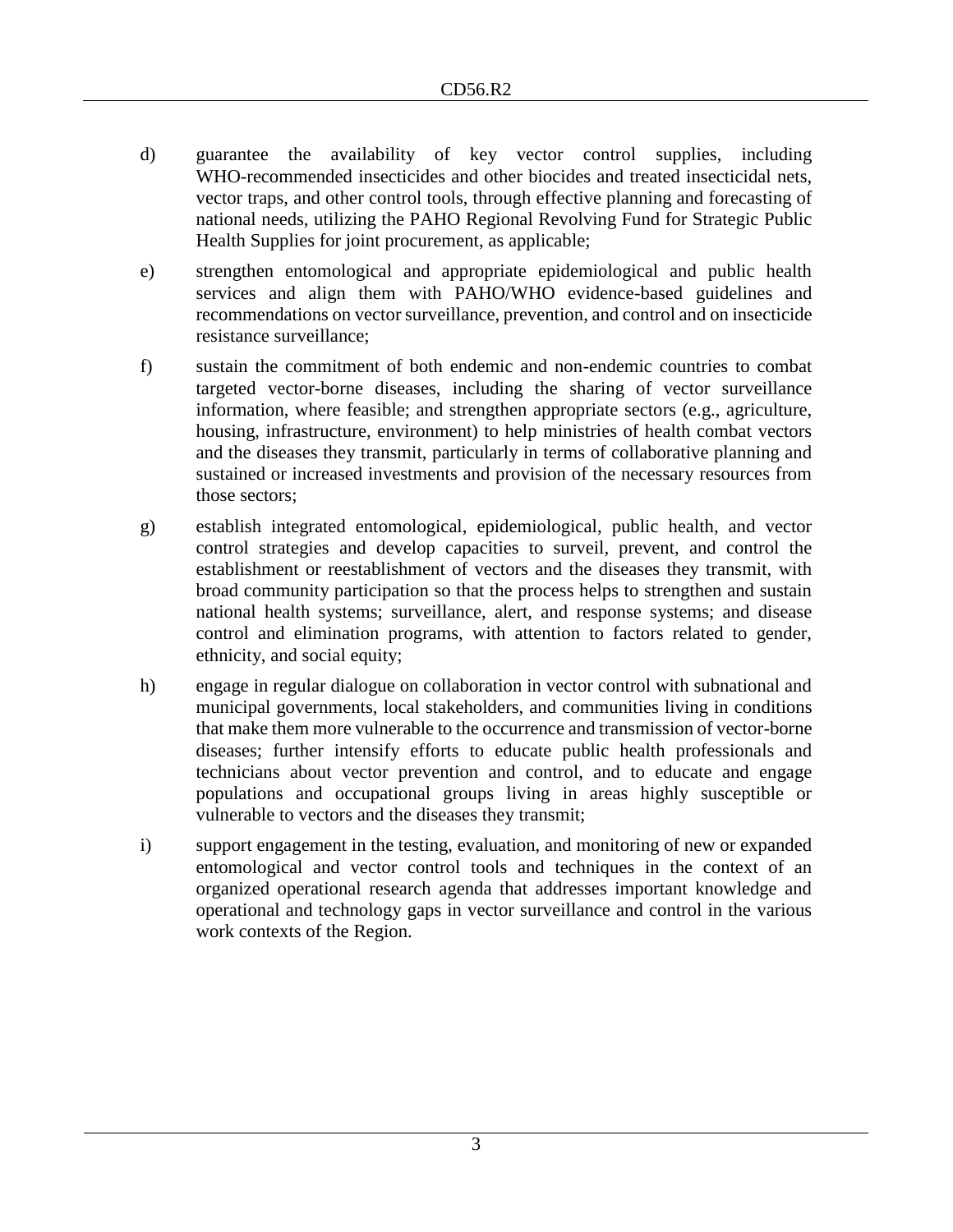d) guarantee the availability of key vector control supplies, including WHO-recommended insecticides and other biocides and treated insecticidal nets, vector traps, and other control tools, through effective planning and forecasting of national needs, utilizing the PAHO Regional Revolving Fund for Strategic Public Health Supplies for joint procurement, as applicable;

e) strengthen entomological and appropriate epidemiological and public health services and align them with PAHO/WHO evidence-based guidelines and recommendations on vector surveillance, prevention, and control and on insecticide resistance surveillance;

f) sustain the commitment of both endemic and non-endemic countries to combat targeted vector-borne diseases, including the sharing of vector surveillance information, where feasible; and strengthen appropriate sectors (e.g., agriculture, housing, infrastructure, environment) to help ministries of health combat vectors and the diseases they transmit, particularly in terms of collaborative planning and sustained or increased investments and provision of the necessary resources from those sectors;

g) establish integrated entomological, epidemiological, public health, and vector control strategies and develop capacities to surveil, prevent, and control the establishment or reestablishment of vectors and the diseases they transmit, with broad community participation so that the process helps to strengthen and sustain national health systems; surveillance, alert, and response systems; and disease control and elimination programs, with attention to factors related to gender, ethnicity, and social equity;

h) engage in regular dialogue on collaboration in vector control with subnational and municipal governments, local stakeholders, and communities living in conditions that make them more vulnerable to the occurrence and transmission of vector-borne diseases; further intensify efforts to educate public health professionals and technicians about vector prevention and control, and to educate and engage populations and occupational groups living in areas highly susceptible or vulnerable to vectors and the diseases they transmit;

i) support engagement in the testing, evaluation, and monitoring of new or expanded entomological and vector control tools and techniques in the context of an organized operational research agenda that addresses important knowledge and operational and technology gaps in vector surveillance and control in the various work contexts of the Region.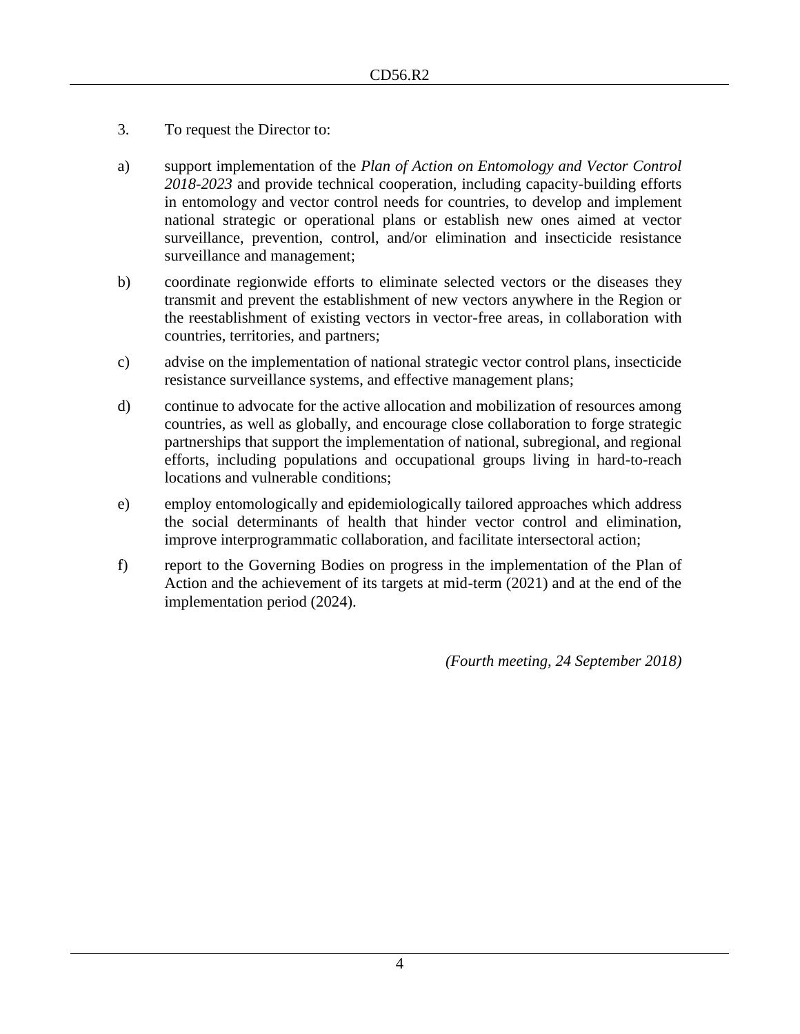3. To request the Director to:

a) support implementation of the *Plan of Action on Entomology and Vector Control 2018-2023* and provide technical cooperation, including capacity-building efforts in entomology and vector control needs for countries, to develop and implement national strategic or operational plans or establish new ones aimed at vector surveillance, prevention, control, and/or elimination and insecticide resistance surveillance and management;

b) coordinate regionwide efforts to eliminate selected vectors or the diseases they transmit and prevent the establishment of new vectors anywhere in the Region or the reestablishment of existing vectors in vector-free areas, in collaboration with countries, territories, and partners;

c) advise on the implementation of national strategic vector control plans, insecticide resistance surveillance systems, and effective management plans;

d) continue to advocate for the active allocation and mobilization of resources among countries, as well as globally, and encourage close collaboration to forge strategic partnerships that support the implementation of national, subregional, and regional efforts, including populations and occupational groups living in hard-to-reach locations and vulnerable conditions;

e) employ entomologically and epidemiologically tailored approaches which address the social determinants of health that hinder vector control and elimination, improve interprogrammatic collaboration, and facilitate intersectoral action;

f) report to the Governing Bodies on progress in the implementation of the Plan of Action and the achievement of its targets at mid-term (2021) and at the end of the implementation period (2024).

*(Fourth meeting, 24 September 2018)*